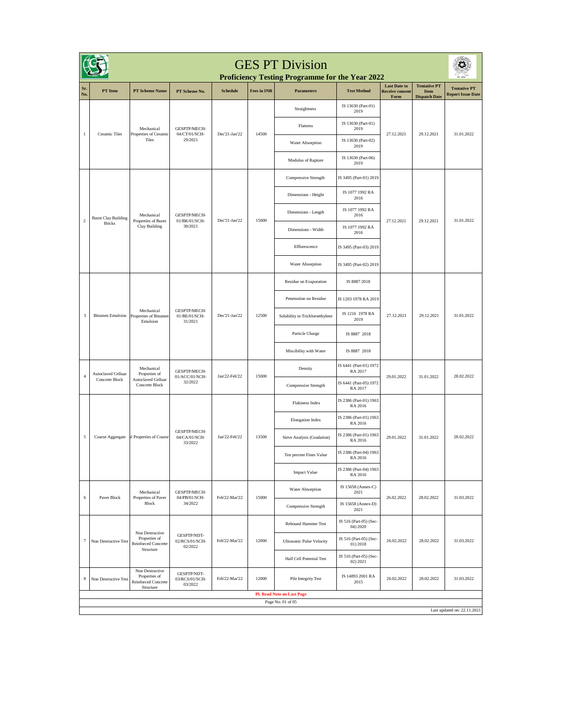# GES PT Division

## Proficiency Testing Programme for the Year 2022

| Sr. No. | PT Item | PT Scheme Name | PT Scheme No. | Schedule | Fees in INR | Parameters | Test Method | Last Date to Receive consent Form | Tentative PT Item Dispatch Date | Tentative PT Report Issue Date |
|---|---|---|---|---|---|---|---|---|---|---|
| 1 | Ceramic Tiles | Mechanical Properties of Ceramic Tiles | GESPTP/MECH-04/CT/01/SCH-29/2021 | Dec'21-Jan'22 | 14500 | Straightness | IS 13630 (Part-01) 2019 | 27.12.2021 | 29.12.2021 | 31.01.2022 |
| | | | | | | Flatness | IS 13630 (Part-01) 2019 | | | |
| | | | | | | Water Absorption | IS 13630 (Part-02) 2019 | | | |
| | | | | | | Modulus of Rapture | IS 13630 (Part-06) 2019 | | | |
| 2 | Burnt Clay Building Bricks | Mechanical Properties of Burnt Clay Building | GESPTP/MECH-01/BK/01/SCH-30/2021 | Dec'21-Jan'22 | 15000 | Compressive Strength | IS 3495 (Part-01) 2019 | 27.12.2021 | 29.12.2021 | 31.01.2022 |
| | | | | | | Dimensions - Height | IS 1077 1992 RA 2016 | | | |
| | | | | | | Dimensions - Length | IS 1077 1992 RA 2016 | | | |
| | | | | | | Dimensions - Width | IS 1077 1992 RA 2016 | | | |
| | | | | | | Efflorescence | IS 3495 (Part-03) 2019 | | | |
| | | | | | | Water Absorption | IS 3495 (Part-02) 2019 | | | |
| 3 | Bitumen Emulsion | Mechanical Properties of Bitumen Emulsion | GESPTP/MECH-01/BE/01/SCH-31/2021 | Dec'21-Jan'22 | 12500 | Residue on Evaporation | IS 8887 2018 | 27.12.2021 | 29.12.2021 | 31.01.2022 |
| | | | | | | Penetration on Residue | IS 1203 1978 RA 2019 | | | |
| | | | | | | Solubility in Trichloroethylene | IS 1216 1978 RA 2019 | | | |
| | | | | | | Particle Charge | IS 8887 2018 | | | |
| | | | | | | Miscibility with Water | IS 8887 2018 | | | |
| 4 | Autoclaved Celluar Concrete Block | Mechanical Properties of Autoclaved Celluar Concrete Block | GESPTP/MECH-01/ACC/01/SCH-32/2022 | Jan'22-Feb'22 | 15000 | Density | IS 6441 (Part-01) 1972 RA 2017 | 29.01.2022 | 31.01.2022 | 28.02.2022 |
| | | | | | | Compressive Strength | IS 6441 (Part-05) 1972 RA 2017 | | | |
| 5 | Coarse Aggregate | al Properties of Coarse | GESPTP/MECH-04/CA/01/SCH-33/2022 | Jan'22-Feb'22 | 13500 | Flakiness Index | IS 2386 (Part-01) 1963 RA 2016 | 29.01.2022 | 31.01.2022 | 28.02.2022 |
| | | | | | | Elongation Index | IS 2386 (Part-01) 1963 RA 2016 | | | |
| | | | | | | Sieve Analysis (Gradation) | IS 2386 (Part-01) 1963 RA 2016 | | | |
| | | | | | | Ten percent Fines Value | IS 2386 (Part-04) 1963 RA 2016 | | | |
| | | | | | | Impact Value | IS 2386 (Part-04) 1963 RA 2016 | | | |
| 6 | Paver Block | Mechanical Properties of Paver Block | GESPTP/MECH-04/PB/01/SCH-34/2022 | Feb'22-Mar'22 | 15000 | Water Absorption | IS 15658 (Annex-C) 2021 | 26.02.2022 | 28.02.2022 | 31.03.2022 |
| | | | | | | Compressive Strength | IS 15658 (Annex-D) 2021 | | | |
| 7 | Non Destructive Test | Non Destructive Properties of Reinforced Concrete Structure | GESPTP/NDT-02/RCS/01/SCH-02/2022 | Feb'22-Mar'22 | 12000 | Rebound Hammer Test | IS 516 (Part-05) (Sec-04) 2020 | 26.02.2022 | 28.02.2022 | 31.03.2022 |
| | | | | | | Ultrasonic Pulse Velocity | IS 516 (Part-05) (Sec-01) 2018 | | | |
| | | | | | | Half Cell Potential Test | IS 516 (Part-05) (Sec-02) 2021 | | | |
| 8 | Non Destructive Test | Non Destructive Properties of Reinforced Concrete Structure | GESPTP/NDT-03/RCS/01/SCH-03/2022 | Feb'22-Mar'22 | 12000 | Pile Integrity Test | IS 14893 2001 RA 2015 | 26.02.2022 | 28.02.2022 | 31.03.2022 |

**Pl. Read Note on Last Page**

Last updated on: 22.11.2021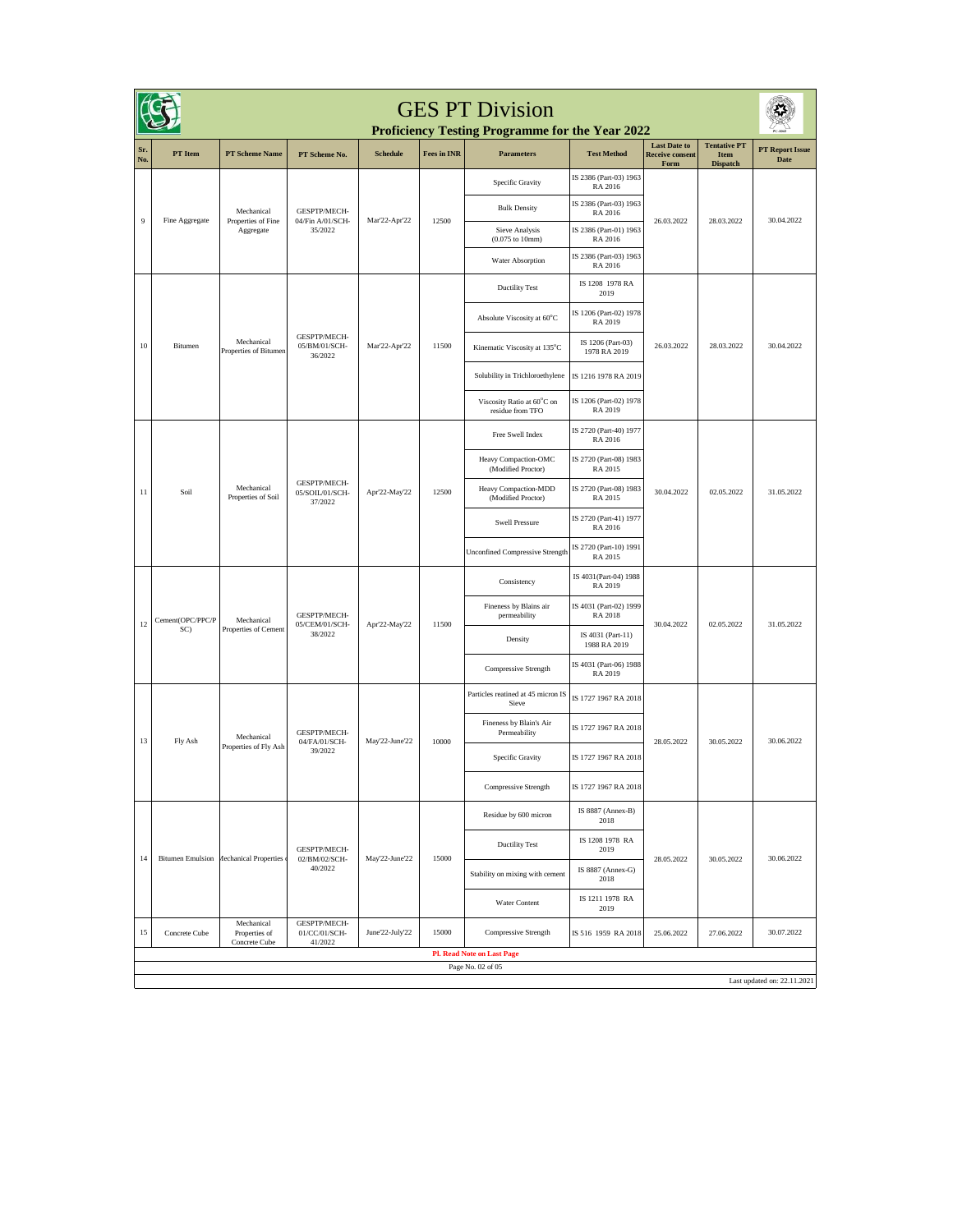# GES PT Division

## Proficiency Testing Programme for the Year 2022

| Sr. No. | PT Item | PT Scheme Name | PT Scheme No. | Schedule | Fees in INR | Parameters | Test Method | Last Date to Receive consent Form | Tentative PT Item Dispatch | PT Report Issue Date |
|---|---|---|---|---|---|---|---|---|---|---|
| 9 | Fine Aggregate | Mechanical Properties of Fine Aggregate | GESPTP/MECH-04/Fin A/01/SCH-35/2022 | Mar'22-Apr'22 | 12500 | Specific Gravity | IS 2386 (Part-03) 1963 RA 2016 | 26.03.2022 | 28.03.2022 | 30.04.2022 |
| | | | | | | Bulk Density | IS 2386 (Part-03) 1963 RA 2016 | | | |
| | | | | | | Sieve Analysis (0.075 to 10mm) | IS 2386 (Part-01) 1963 RA 2016 | | | |
| | | | | | | Water Absorption | IS 2386 (Part-03) 1963 RA 2016 | | | |
| 10 | Bitumen | Mechanical Properties of Bitumen | GESPTP/MECH-05/BM/01/SCH-36/2022 | Mar'22-Apr'22 | 11500 | Ductility Test | IS 1208 1978 RA 2019 | 26.03.2022 | 28.03.2022 | 30.04.2022 |
| | | | | | | Absolute Viscosity at 60°C | IS 1206 (Part-02) 1978 RA 2019 | | | |
| | | | | | | Kinematic Viscosity at 135°C | IS 1206 (Part-03) 1978 RA 2019 | | | |
| | | | | | | Solubility in Trichloroethylene | IS 1216 1978 RA 2019 | | | |
| | | | | | | Viscosity Ratio at 60°C on residue from TFO | IS 1206 (Part-02) 1978 RA 2019 | | | |
| 11 | Soil | Mechanical Properties of Soil | GESPTP/MECH-05/SOIL/01/SCH-37/2022 | Apr'22-May'22 | 12500 | Free Swell Index | IS 2720 (Part-40) 1977 RA 2016 | 30.04.2022 | 02.05.2022 | 31.05.2022 |
| | | | | | | Heavy Compaction-OMC (Modified Proctor) | IS 2720 (Part-08) 1983 RA 2015 | | | |
| | | | | | | Heavy Compaction-MDD (Modified Proctor) | IS 2720 (Part-08) 1983 RA 2015 | | | |
| | | | | | | Swell Pressure | IS 2720 (Part-41) 1977 RA 2016 | | | |
| | | | | | | Unconfined Compressive Strength | IS 2720 (Part-10) 1991 RA 2015 | | | |
| 12 | Cement(OPC/PPC/PSC) | Mechanical Properties of Cement | GESPTP/MECH-05/CEM/01/SCH-38/2022 | Apr'22-May'22 | 11500 | Consistency | IS 4031(Part-04) 1988 RA 2019 | 30.04.2022 | 02.05.2022 | 31.05.2022 |
| | | | | | | Fineness by Blains air permeability | IS 4031 (Part-02) 1999 RA 2018 | | | |
| | | | | | | Density | IS 4031 (Part-11) 1988 RA 2019 | | | |
| | | | | | | Compressive Strength | IS 4031 (Part-06) 1988 RA 2019 | | | |
| 13 | Fly Ash | Mechanical Properties of Fly Ash | GESPTP/MECH-04/FA/01/SCH-39/2022 | May'22-June'22 | 10000 | Particles reatined at 45 micron IS Sieve | IS 1727 1967 RA 2018 | 28.05.2022 | 30.05.2022 | 30.06.2022 |
| | | | | | | Fineness by Blain's Air Permeability | IS 1727 1967 RA 2018 | | | |
| | | | | | | Specific Gravity | IS 1727 1967 RA 2018 | | | |
| | | | | | | Compressive Strength | IS 1727 1967 RA 2018 | | | |
| 14 | Bitumen Emulsion | Mechanical Properties of | GESPTP/MECH-02/BM/02/SCH-40/2022 | May'22-June'22 | 15000 | Residue by 600 micron | IS 8887 (Annex-B) 2018 | 28.05.2022 | 30.05.2022 | 30.06.2022 |
| | | | | | | Ductility Test | IS 1208 1978 RA 2019 | | | |
| | | | | | | Stability on mixing with cement | IS 8887 (Annex-G) 2018 | | | |
| | | | | | | Water Content | IS 1211 1978 RA 2019 | | | |
| 15 | Concrete Cube | Mechanical Properties of Concrete Cube | GESPTP/MECH-01/CC/01/SCH-41/2022 | June'22-July'22 | 15000 | Compressive Strength | IS 516 1959 RA 2018 | 25.06.2022 | 27.06.2022 | 30.07.2022 |

**Pl. Read Note on Last Page**

Last updated on: 22.11.2021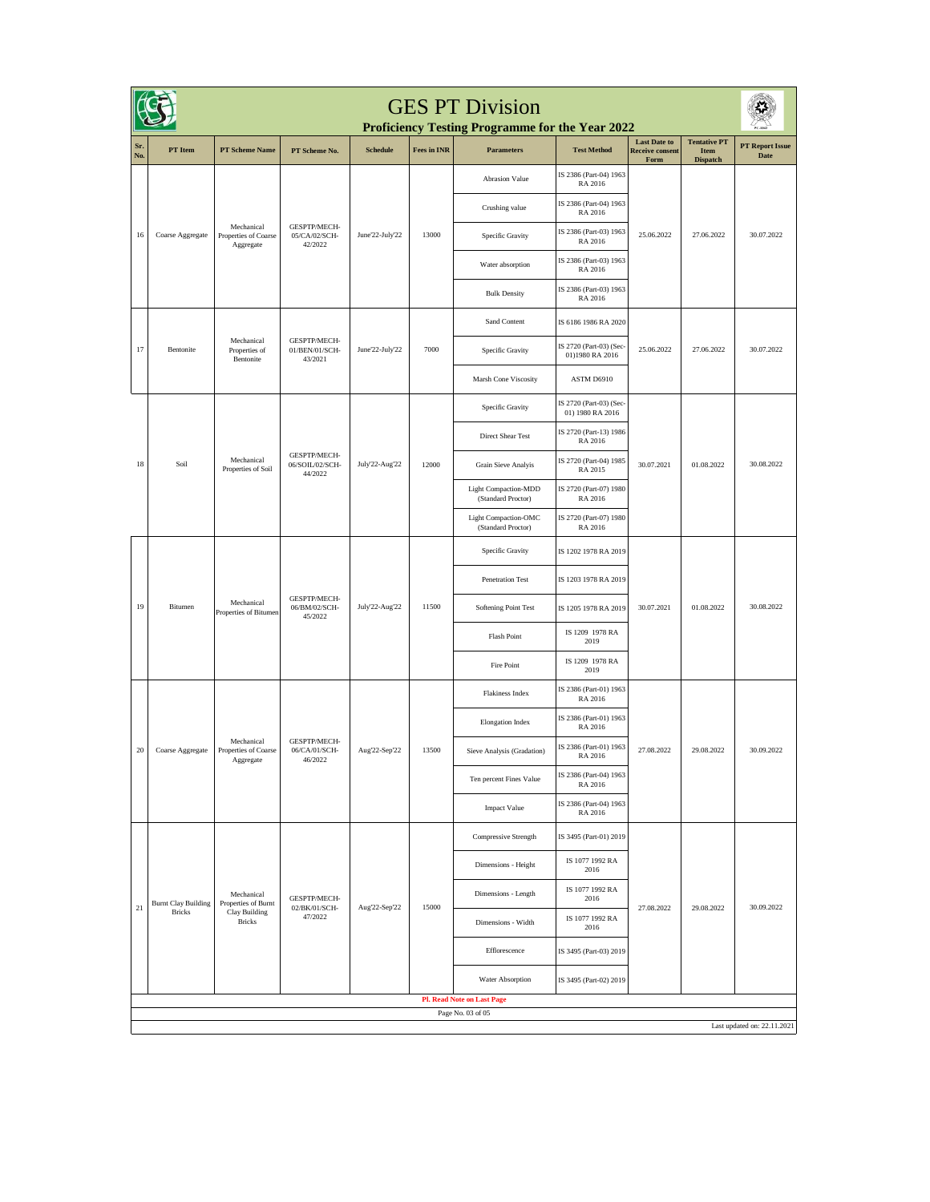# GES PT Division

## Proficiency Testing Programme for the Year 2022

| Sr. No. | PT Item | PT Scheme Name | PT Scheme No. | Schedule | Fees in INR | Parameters | Test Method | Last Date to Receive consent Form | Tentative PT Item Dispatch | PT Report Issue Date |
|---|---|---|---|---|---|---|---|---|---|---|
| 16 | Coarse Aggregate | Mechanical Properties of Coarse Aggregate | GESPTP/MECH-05/CA/02/SCH-42/2022 | June'22-July'22 | 13000 | Abrasion Value | IS 2386 (Part-04) 1963 RA 2016 | 25.06.2022 | 27.06.2022 | 30.07.2022 |
| | | | | | | Crushing value | IS 2386 (Part-04) 1963 RA 2016 | | | |
| | | | | | | Specific Gravity | IS 2386 (Part-03) 1963 RA 2016 | | | |
| | | | | | | Water absorption | IS 2386 (Part-03) 1963 RA 2016 | | | |
| | | | | | | Bulk Density | IS 2386 (Part-03) 1963 RA 2016 | | | |
| 17 | Bentonite | Mechanical Properties of Bentonite | GESPTP/MECH-01/BEN/01/SCH-43/2021 | June'22-July'22 | 7000 | Sand Content | IS 6186 1986 RA 2020 | 25.06.2022 | 27.06.2022 | 30.07.2022 |
| | | | | | | Specific Gravity | IS 2720 (Part-03) (Sec-01)1980 RA 2016 | | | |
| | | | | | | Marsh Cone Viscosity | ASTM D6910 | | | |
| 18 | Soil | Mechanical Properties of Soil | GESPTP/MECH-06/SOIL/02/SCH-44/2022 | July'22-Aug'22 | 12000 | Specific Gravity | IS 2720 (Part-03) (Sec-01) 1980 RA 2016 | 30.07.2021 | 01.08.2022 | 30.08.2022 |
| | | | | | | Direct Shear Test | IS 2720 (Part-13) 1986 RA 2016 | | | |
| | | | | | | Grain Sieve Analysis | IS 2720 (Part-04) 1985 RA 2015 | | | |
| | | | | | | Light Compaction-MDD (Standard Proctor) | IS 2720 (Part-07) 1980 RA 2016 | | | |
| | | | | | | Light Compaction-OMC (Standard Proctor) | IS 2720 (Part-07) 1980 RA 2016 | | | |
| 19 | Bitumen | Mechanical Properties of Bitumen | GESPTP/MECH-06/BM/02/SCH-45/2022 | July'22-Aug'22 | 11500 | Specific Gravity | IS 1202 1978 RA 2019 | 30.07.2021 | 01.08.2022 | 30.08.2022 |
| | | | | | | Penetration Test | IS 1203 1978 RA 2019 | | | |
| | | | | | | Softening Point Test | IS 1205 1978 RA 2019 | | | |
| | | | | | | Flash Point | IS 1209 1978 RA 2019 | | | |
| | | | | | | Fire Point | IS 1209 1978 RA 2019 | | | |
| 20 | Coarse Aggregate | Mechanical Properties of Coarse Aggregate | GESPTP/MECH-06/CA/01/SCH-46/2022 | Aug'22-Sep'22 | 13500 | Flakiness Index | IS 2386 (Part-01) 1963 RA 2016 | 27.08.2022 | 29.08.2022 | 30.09.2022 |
| | | | | | | Elongation Index | IS 2386 (Part-01) 1963 RA 2016 | | | |
| | | | | | | Sieve Analysis (Gradation) | IS 2386 (Part-01) 1963 RA 2016 | | | |
| | | | | | | Ten percent Fines Value | IS 2386 (Part-04) 1963 RA 2016 | | | |
| | | | | | | Impact Value | IS 2386 (Part-04) 1963 RA 2016 | | | |
| 21 | Burnt Clay Building Bricks | Mechanical Properties of Burnt Clay Building Bricks | GESPTP/MECH-02/BK/01/SCH-47/2022 | Aug'22-Sep'22 | 15000 | Compressive Strength | IS 3495 (Part-01) 2019 | 27.08.2022 | 29.08.2022 | 30.09.2022 |
| | | | | | | Dimensions - Height | IS 1077 1992 RA 2016 | | | |
| | | | | | | Dimensions - Length | IS 1077 1992 RA 2016 | | | |
| | | | | | | Dimensions - Width | IS 1077 1992 RA 2016 | | | |
| | | | | | | Efflorescence | IS 3495 (Part-03) 2019 | | | |
| | | | | | | Water Absorption | IS 3495 (Part-02) 2019 | | | |

**Pl. Read Note on Last Page**

Last updated on: 22.11.2021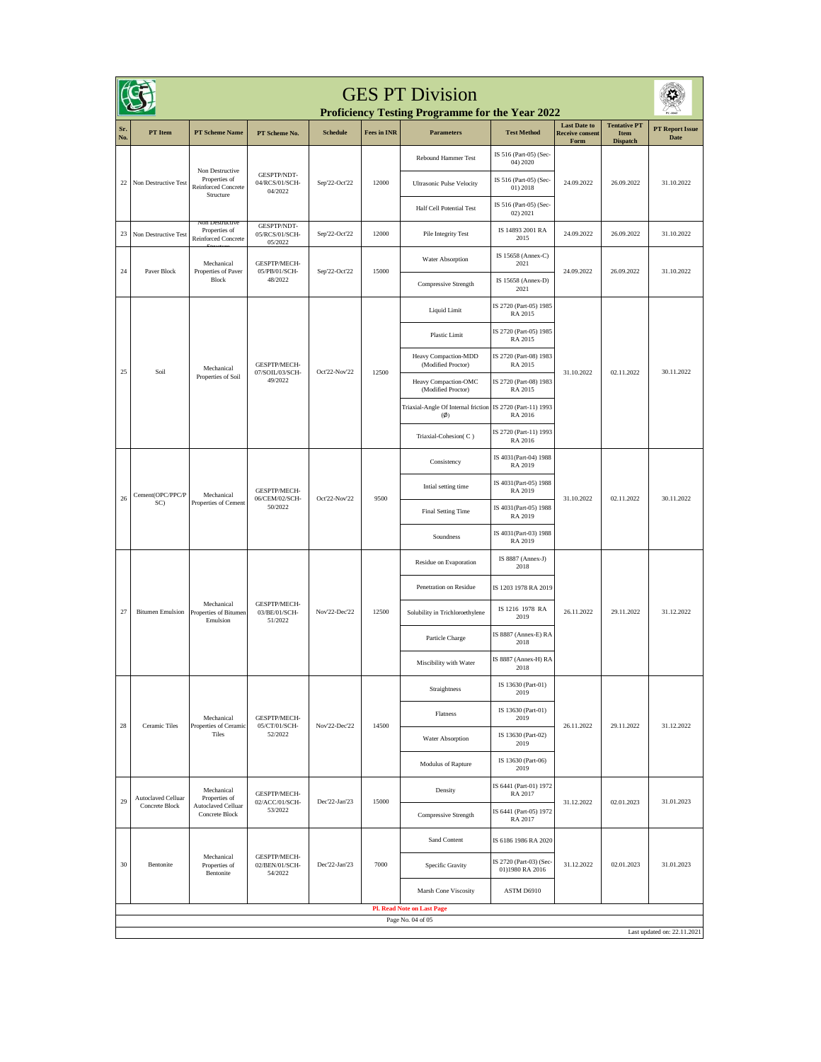# GES PT Division

## Proficiency Testing Programme for the Year 2022

| Sr. No. | PT Item | PT Scheme Name | PT Scheme No. | Schedule | Fees in INR | Parameters | Test Method | Last Date to Receive consent Form | Tentative PT Item Dispatch | PT Report Issue Date |
|---|---|---|---|---|---|---|---|---|---|---|
| 22 | Non Destructive Test | Non Destructive Properties of Reinforced Concrete Structure | GESPTP/NDT-04/RCS/01/SCH-04/2022 | Sep'22-Oct'22 | 12000 | Rebound Hammer Test | IS 516 (Part-05) (Sec-04) 2020 | 24.09.2022 | 26.09.2022 | 31.10.2022 |
| | | | | | | Ultrasonic Pulse Velocity | IS 516 (Part-05) (Sec-01) 2018 | | | |
| | | | | | | Half Cell Potential Test | IS 516 (Part-05) (Sec-02) 2021 | | | |
| 23 | Non Destructive Test | Non Destructive Properties of Reinforced Concrete Structure | GESPTP/NDT-05/RCS/01/SCH-05/2022 | Sep'22-Oct'22 | 12000 | Pile Integrity Test | IS 14893 2001 RA 2015 | 24.09.2022 | 26.09.2022 | 31.10.2022 |
| 24 | Paver Block | Mechanical Properties of Paver Block | GESPTP/MECH-05/PB/01/SCH-48/2022 | Sep'22-Oct'22 | 15000 | Water Absorption | IS 15658 (Annex-C) 2021 | 24.09.2022 | 26.09.2022 | 31.10.2022 |
| | | | | | | Compressive Strength | IS 15658 (Annex-D) 2021 | | | |
| 25 | Soil | Mechanical Properties of Soil | GESPTP/MECH-07/SOIL/03/SCH-49/2022 | Oct'22-Nov'22 | 12500 | Liquid Limit | IS 2720 (Part-05) 1985 RA 2015 | 31.10.2022 | 02.11.2022 | 30.11.2022 |
| | | | | | | Plastic Limit | IS 2720 (Part-05) 1985 RA 2015 | | | |
| | | | | | | Heavy Compaction-MDD (Modified Proctor) | IS 2720 (Part-08) 1983 RA 2015 | | | |
| | | | | | | Heavy Compaction-OMC (Modified Proctor) | IS 2720 (Part-08) 1983 RA 2015 | | | |
| | | | | | | Triaxial-Angle Of Internal friction (Ø) | IS 2720 (Part-11) 1993 RA 2016 | | | |
| | | | | | | Triaxial-Cohesion( C ) | IS 2720 (Part-11) 1993 RA 2016 | | | |
| 26 | Cement(OPC/PPC/PSC) | Mechanical Properties of Cement | GESPTP/MECH-06/CEM/02/SCH-50/2022 | Oct'22-Nov'22 | 9500 | Consistency | IS 4031(Part-04) 1988 RA 2019 | 31.10.2022 | 02.11.2022 | 30.11.2022 |
| | | | | | | Intial setting time | IS 4031(Part-05) 1988 RA 2019 | | | |
| | | | | | | Final Setting Time | IS 4031(Part-05) 1988 RA 2019 | | | |
| | | | | | | Soundness | IS 4031(Part-03) 1988 RA 2019 | | | |
| 27 | Bitumen Emulsion | Mechanical Properties of Bitumen Emulsion | GESPTP/MECH-03/BE/01/SCH-51/2022 | Nov'22-Dec'22 | 12500 | Residue on Evaporation | IS 8887 (Annex-J) 2018 | 26.11.2022 | 29.11.2022 | 31.12.2022 |
| | | | | | | Penetration on Residue | IS 1203 1978 RA 2019 | | | |
| | | | | | | Solubility in Trichloroethylene | IS 1216 1978 RA 2019 | | | |
| | | | | | | Particle Charge | IS 8887 (Annex-E) RA 2018 | | | |
| | | | | | | Miscibility with Water | IS 8887 (Annex-H) RA 2018 | | | |
| 28 | Ceramic Tiles | Mechanical Properties of Ceramic Tiles | GESPTP/MECH-05/CT/01/SCH-52/2022 | Nov'22-Dec'22 | 14500 | Straightness | IS 13630 (Part-01) 2019 | 26.11.2022 | 29.11.2022 | 31.12.2022 |
| | | | | | | Flatness | IS 13630 (Part-01) 2019 | | | |
| | | | | | | Water Absorption | IS 13630 (Part-02) 2019 | | | |
| | | | | | | Modulus of Rapture | IS 13630 (Part-06) 2019 | | | |
| 29 | Autoclaved Celluar Concrete Block | Mechanical Properties of Autoclaved Celluar Concrete Block | GESPTP/MECH-02/ACC/01/SCH-53/2022 | Dec'22-Jan'23 | 15000 | Density | IS 6441 (Part-01) 1972 RA 2017 | 31.12.2022 | 02.01.2023 | 31.01.2023 |
| | | | | | | Compressive Strength | IS 6441 (Part-05) 1972 RA 2017 | | | |
| 30 | Bentonite | Mechanical Properties of Bentonite | GESPTP/MECH-02/BEN/01/SCH-54/2022 | Dec'22-Jan'23 | 7000 | Sand Content | IS 6186 1986 RA 2020 | 31.12.2022 | 02.01.2023 | 31.01.2023 |
| | | | | | | Specific Gravity | IS 2720 (Part-03) (Sec-01)1980 RA 2016 | | | |
| | | | | | | Marsh Cone Viscosity | ASTM D6910 | | | |

**Pl. Read Note on Last Page**

Last updated on: 22.11.2021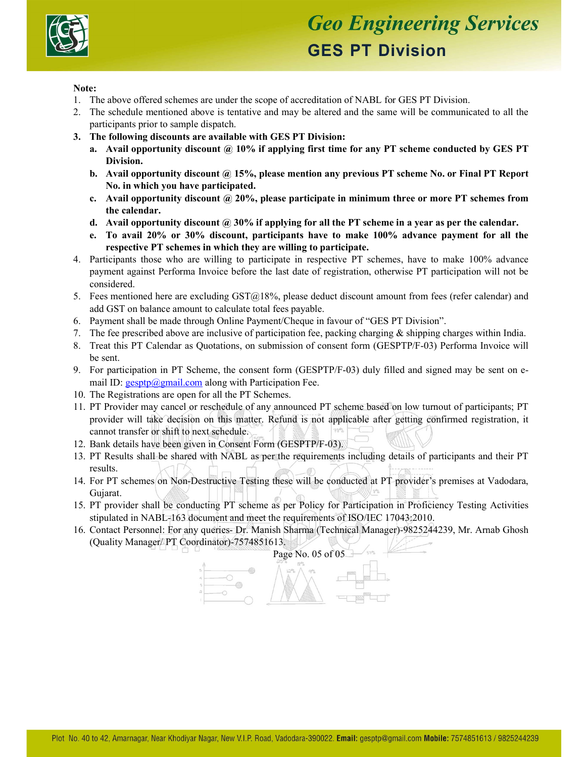**Note:**

1. The above offered schemes are under the scope of accreditation of NABL for GES PT Division.
2. The schedule mentioned above is tentative and may be altered and the same will be communicated to all the participants prior to sample dispatch.
3. **The following discounts are available with GES PT Division:**
   a. **Avail opportunity discount @ 10% if applying first time for any PT scheme conducted by GES PT Division.**
   b. **Avail opportunity discount @ 15%, please mention any previous PT scheme No. or Final PT Report No. in which you have participated.**
   c. **Avail opportunity discount @ 20%, please participate in minimum three or more PT schemes from the calendar.**
   d. **Avail opportunity discount @ 30% if applying for all the PT scheme in a year as per the calendar.**
   e. **To avail 20% or 30% discount, participants have to make 100% advance payment for all the respective PT schemes in which they are willing to participate.**
4. Participants those who are willing to participate in respective PT schemes, have to make 100% advance payment against Performa Invoice before the last date of registration, otherwise PT participation will not be considered.
5. Fees mentioned here are excluding GST@18%, please deduct discount amount from fees (refer calendar) and add GST on balance amount to calculate total fees payable.
6. Payment shall be made through Online Payment/Cheque in favour of "GES PT Division".
7. The fee prescribed above are inclusive of participation fee, packing charging & shipping charges within India.
8. Treat this PT Calendar as Quotations, on submission of consent form (GESPTP/F-03) Performa Invoice will be sent.
9. For participation in PT Scheme, the consent form (GESPTP/F-03) duly filled and signed may be sent on e-mail ID: gesptp@gmail.com along with Participation Fee.
10. The Registrations are open for all the PT Schemes.
11. PT Provider may cancel or reschedule of any announced PT scheme based on low turnout of participants; PT provider will take decision on this matter. Refund is not applicable after getting confirmed registration, it cannot transfer or shift to next schedule.
12. Bank details have been given in Consent Form (GESPTP/F-03).
13. PT Results shall be shared with NABL as per the requirements including details of participants and their PT results.
14. For PT schemes on Non-Destructive Testing these will be conducted at PT provider's premises at Vadodara, Gujarat.
15. PT provider shall be conducting PT scheme as per Policy for Participation in Proficiency Testing Activities stipulated in NABL-163 document and meet the requirements of ISO/IEC 17043:2010.
16. Contact Personnel: For any queries- Dr. Manish Sharma (Technical Manager)-9825244239, Mr. Arnab Ghosh (Quality Manager/ PT Coordinator)-7574851613.